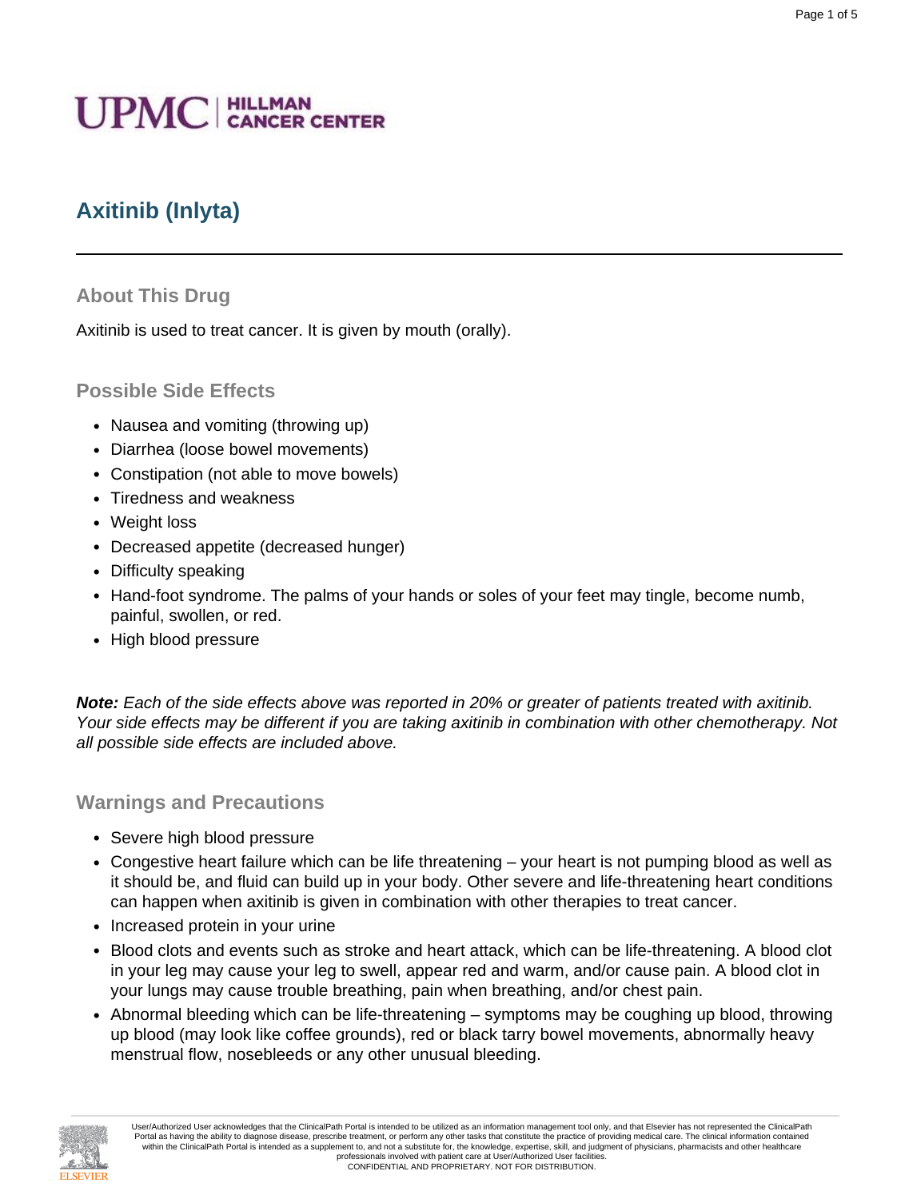UPMC | HILLMAN CANCER CENTER

# Axitinib (Inlyta)

## About This Drug

Axitinib is used to treat cancer. It is given by mouth (orally).

## Possible Side Effects

- Nausea and vomiting (throwing up)
- Diarrhea (loose bowel movements)
- Constipation (not able to move bowels)
- Tiredness and weakness
- Weight loss
- Decreased appetite (decreased hunger)
- Difficulty speaking
- Hand-foot syndrome. The palms of your hands or soles of your feet may tingle, become numb, painful, swollen, or red.
- High blood pressure

***Note:*** *Each of the side effects above was reported in 20% or greater of patients treated with axitinib. Your side effects may be different if you are taking axitinib in combination with other chemotherapy. Not all possible side effects are included above.*

## Warnings and Precautions

- Severe high blood pressure
- Congestive heart failure which can be life threatening – your heart is not pumping blood as well as it should be, and fluid can build up in your body. Other severe and life-threatening heart conditions can happen when axitinib is given in combination with other therapies to treat cancer.
- Increased protein in your urine
- Blood clots and events such as stroke and heart attack, which can be life-threatening. A blood clot in your leg may cause your leg to swell, appear red and warm, and/or cause pain. A blood clot in your lungs may cause trouble breathing, pain when breathing, and/or chest pain.
- Abnormal bleeding which can be life-threatening – symptoms may be coughing up blood, throwing up blood (may look like coffee grounds), red or black tarry bowel movements, abnormally heavy menstrual flow, nosebleeds or any other unusual bleeding.

User/Authorized User acknowledges that the ClinicalPath Portal is intended to be utilized as an information management tool only, and that Elsevier has not represented the ClinicalPath Portal as having the ability to diagnose disease, prescribe treatment, or perform any other tasks that constitute the practice of providing medical care. The clinical information contained within the ClinicalPath Portal is intended as a supplement to, and not a substitute for, the knowledge, expertise, skill, and judgment of physicians, pharmacists and other healthcare professionals involved with patient care at User/Authorized User facilities.
CONFIDENTIAL AND PROPRIETARY. NOT FOR DISTRIBUTION.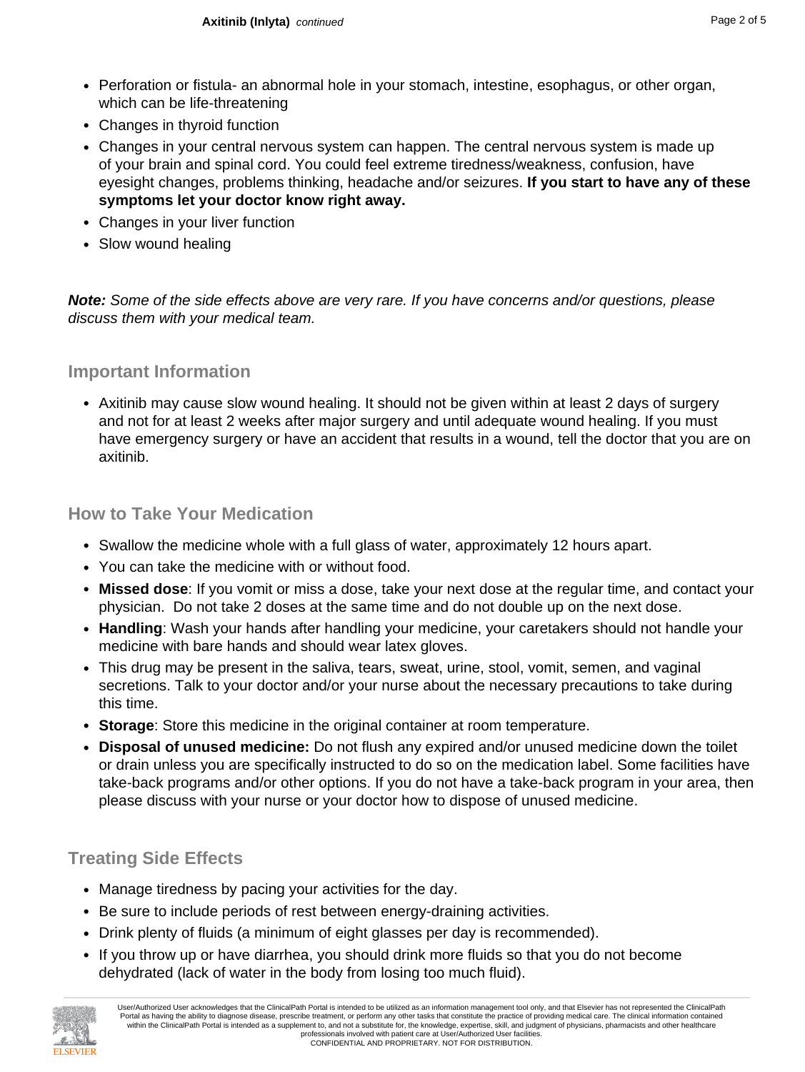- Perforation or fistula- an abnormal hole in your stomach, intestine, esophagus, or other organ, which can be life-threatening
- Changes in thyroid function
- Changes in your central nervous system can happen. The central nervous system is made up of your brain and spinal cord. You could feel extreme tiredness/weakness, confusion, have eyesight changes, problems thinking, headache and/or seizures. **If you start to have any of these symptoms let your doctor know right away.**
- Changes in your liver function
- Slow wound healing

***Note:*** *Some of the side effects above are very rare. If you have concerns and/or questions, please discuss them with your medical team.*

## Important Information

- Axitinib may cause slow wound healing. It should not be given within at least 2 days of surgery and not for at least 2 weeks after major surgery and until adequate wound healing. If you must have emergency surgery or have an accident that results in a wound, tell the doctor that you are on axitinib.

## How to Take Your Medication

- Swallow the medicine whole with a full glass of water, approximately 12 hours apart.
- You can take the medicine with or without food.
- **Missed dose**: If you vomit or miss a dose, take your next dose at the regular time, and contact your physician. Do not take 2 doses at the same time and do not double up on the next dose.
- **Handling**: Wash your hands after handling your medicine, your caretakers should not handle your medicine with bare hands and should wear latex gloves.
- This drug may be present in the saliva, tears, sweat, urine, stool, vomit, semen, and vaginal secretions. Talk to your doctor and/or your nurse about the necessary precautions to take during this time.
- **Storage**: Store this medicine in the original container at room temperature.
- **Disposal of unused medicine:** Do not flush any expired and/or unused medicine down the toilet or drain unless you are specifically instructed to do so on the medication label. Some facilities have take-back programs and/or other options. If you do not have a take-back program in your area, then please discuss with your nurse or your doctor how to dispose of unused medicine.

## Treating Side Effects

- Manage tiredness by pacing your activities for the day.
- Be sure to include periods of rest between energy-draining activities.
- Drink plenty of fluids (a minimum of eight glasses per day is recommended).
- If you throw up or have diarrhea, you should drink more fluids so that you do not become dehydrated (lack of water in the body from losing too much fluid).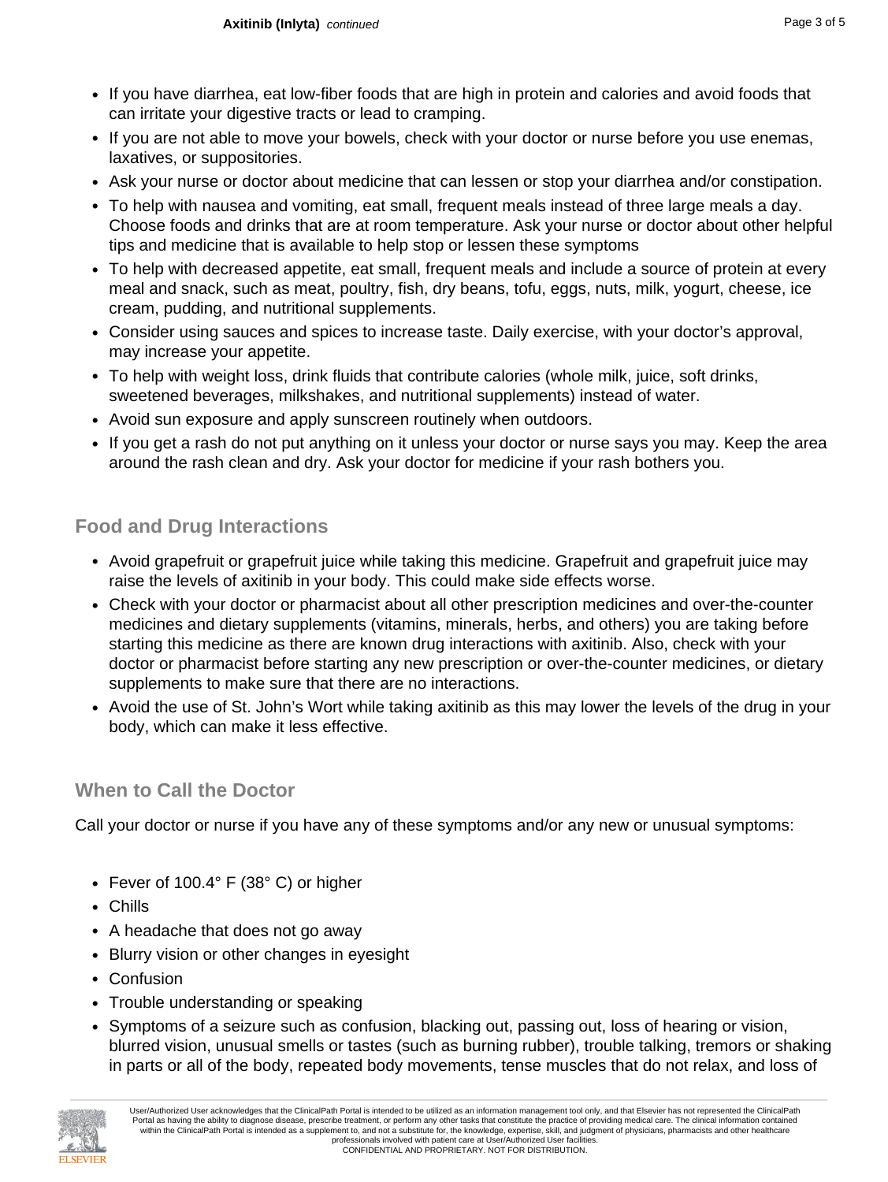- If you have diarrhea, eat low-fiber foods that are high in protein and calories and avoid foods that can irritate your digestive tracts or lead to cramping.
- If you are not able to move your bowels, check with your doctor or nurse before you use enemas, laxatives, or suppositories.
- Ask your nurse or doctor about medicine that can lessen or stop your diarrhea and/or constipation.
- To help with nausea and vomiting, eat small, frequent meals instead of three large meals a day. Choose foods and drinks that are at room temperature. Ask your nurse or doctor about other helpful tips and medicine that is available to help stop or lessen these symptoms
- To help with decreased appetite, eat small, frequent meals and include a source of protein at every meal and snack, such as meat, poultry, fish, dry beans, tofu, eggs, nuts, milk, yogurt, cheese, ice cream, pudding, and nutritional supplements.
- Consider using sauces and spices to increase taste. Daily exercise, with your doctor's approval, may increase your appetite.
- To help with weight loss, drink fluids that contribute calories (whole milk, juice, soft drinks, sweetened beverages, milkshakes, and nutritional supplements) instead of water.
- Avoid sun exposure and apply sunscreen routinely when outdoors.
- If you get a rash do not put anything on it unless your doctor or nurse says you may. Keep the area around the rash clean and dry. Ask your doctor for medicine if your rash bothers you.

## Food and Drug Interactions

- Avoid grapefruit or grapefruit juice while taking this medicine. Grapefruit and grapefruit juice may raise the levels of axitinib in your body. This could make side effects worse.
- Check with your doctor or pharmacist about all other prescription medicines and over-the-counter medicines and dietary supplements (vitamins, minerals, herbs, and others) you are taking before starting this medicine as there are known drug interactions with axitinib. Also, check with your doctor or pharmacist before starting any new prescription or over-the-counter medicines, or dietary supplements to make sure that there are no interactions.
- Avoid the use of St. John's Wort while taking axitinib as this may lower the levels of the drug in your body, which can make it less effective.

## When to Call the Doctor

Call your doctor or nurse if you have any of these symptoms and/or any new or unusual symptoms:

- Fever of 100.4° F (38° C) or higher
- Chills
- A headache that does not go away
- Blurry vision or other changes in eyesight
- Confusion
- Trouble understanding or speaking
- Symptoms of a seizure such as confusion, blacking out, passing out, loss of hearing or vision, blurred vision, unusual smells or tastes (such as burning rubber), trouble talking, tremors or shaking in parts or all of the body, repeated body movements, tense muscles that do not relax, and loss of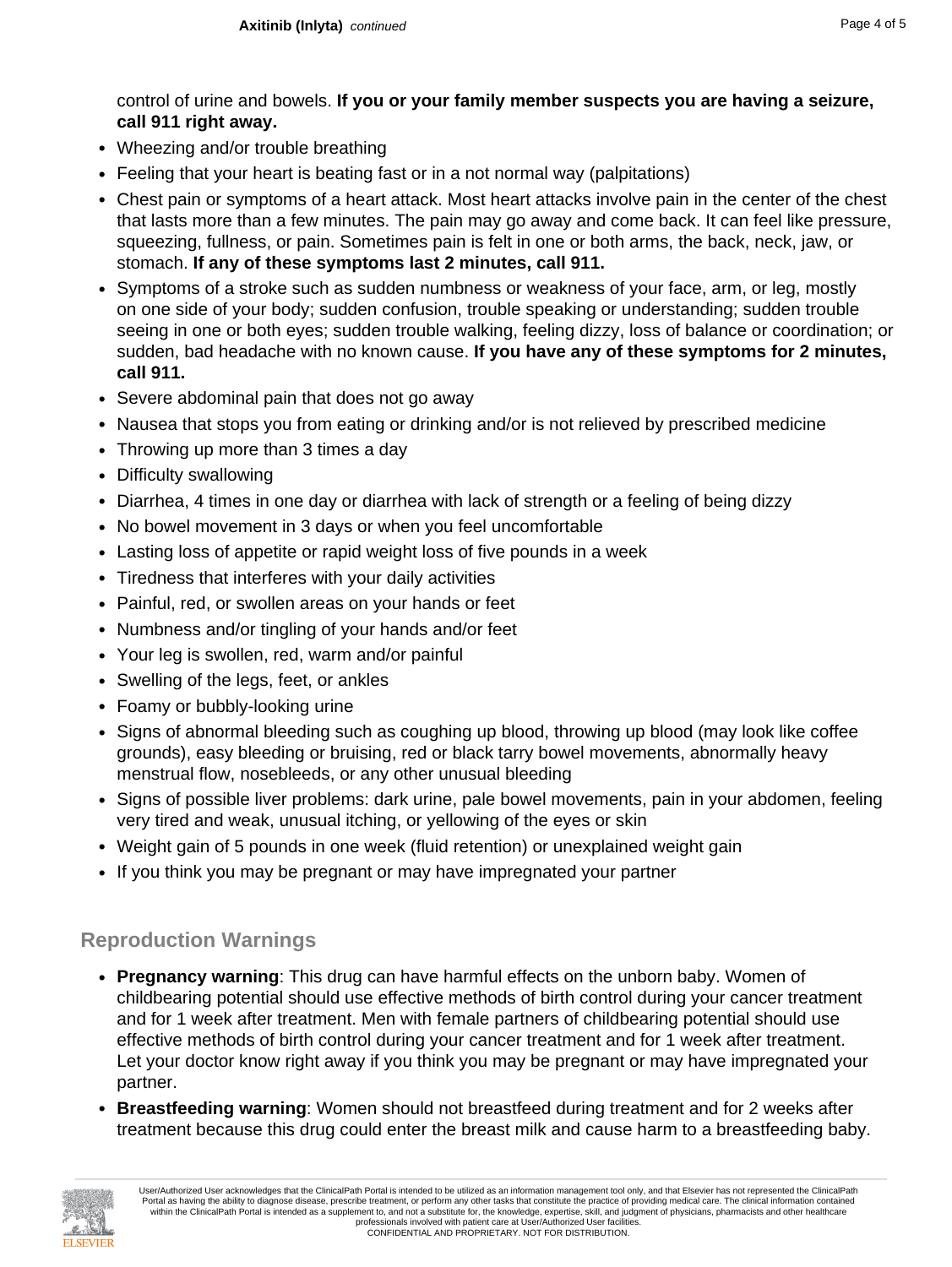control of urine and bowels. **If you or your family member suspects you are having a seizure, call 911 right away.**

- Wheezing and/or trouble breathing
- Feeling that your heart is beating fast or in a not normal way (palpitations)
- Chest pain or symptoms of a heart attack. Most heart attacks involve pain in the center of the chest that lasts more than a few minutes. The pain may go away and come back. It can feel like pressure, squeezing, fullness, or pain. Sometimes pain is felt in one or both arms, the back, neck, jaw, or stomach. **If any of these symptoms last 2 minutes, call 911.**
- Symptoms of a stroke such as sudden numbness or weakness of your face, arm, or leg, mostly on one side of your body; sudden confusion, trouble speaking or understanding; sudden trouble seeing in one or both eyes; sudden trouble walking, feeling dizzy, loss of balance or coordination; or sudden, bad headache with no known cause. **If you have any of these symptoms for 2 minutes, call 911.**
- Severe abdominal pain that does not go away
- Nausea that stops you from eating or drinking and/or is not relieved by prescribed medicine
- Throwing up more than 3 times a day
- Difficulty swallowing
- Diarrhea, 4 times in one day or diarrhea with lack of strength or a feeling of being dizzy
- No bowel movement in 3 days or when you feel uncomfortable
- Lasting loss of appetite or rapid weight loss of five pounds in a week
- Tiredness that interferes with your daily activities
- Painful, red, or swollen areas on your hands or feet
- Numbness and/or tingling of your hands and/or feet
- Your leg is swollen, red, warm and/or painful
- Swelling of the legs, feet, or ankles
- Foamy or bubbly-looking urine
- Signs of abnormal bleeding such as coughing up blood, throwing up blood (may look like coffee grounds), easy bleeding or bruising, red or black tarry bowel movements, abnormally heavy menstrual flow, nosebleeds, or any other unusual bleeding
- Signs of possible liver problems: dark urine, pale bowel movements, pain in your abdomen, feeling very tired and weak, unusual itching, or yellowing of the eyes or skin
- Weight gain of 5 pounds in one week (fluid retention) or unexplained weight gain
- If you think you may be pregnant or may have impregnated your partner

## Reproduction Warnings

- **Pregnancy warning**: This drug can have harmful effects on the unborn baby. Women of childbearing potential should use effective methods of birth control during your cancer treatment and for 1 week after treatment. Men with female partners of childbearing potential should use effective methods of birth control during your cancer treatment and for 1 week after treatment. Let your doctor know right away if you think you may be pregnant or may have impregnated your partner.
- **Breastfeeding warning**: Women should not breastfeed during treatment and for 2 weeks after treatment because this drug could enter the breast milk and cause harm to a breastfeeding baby.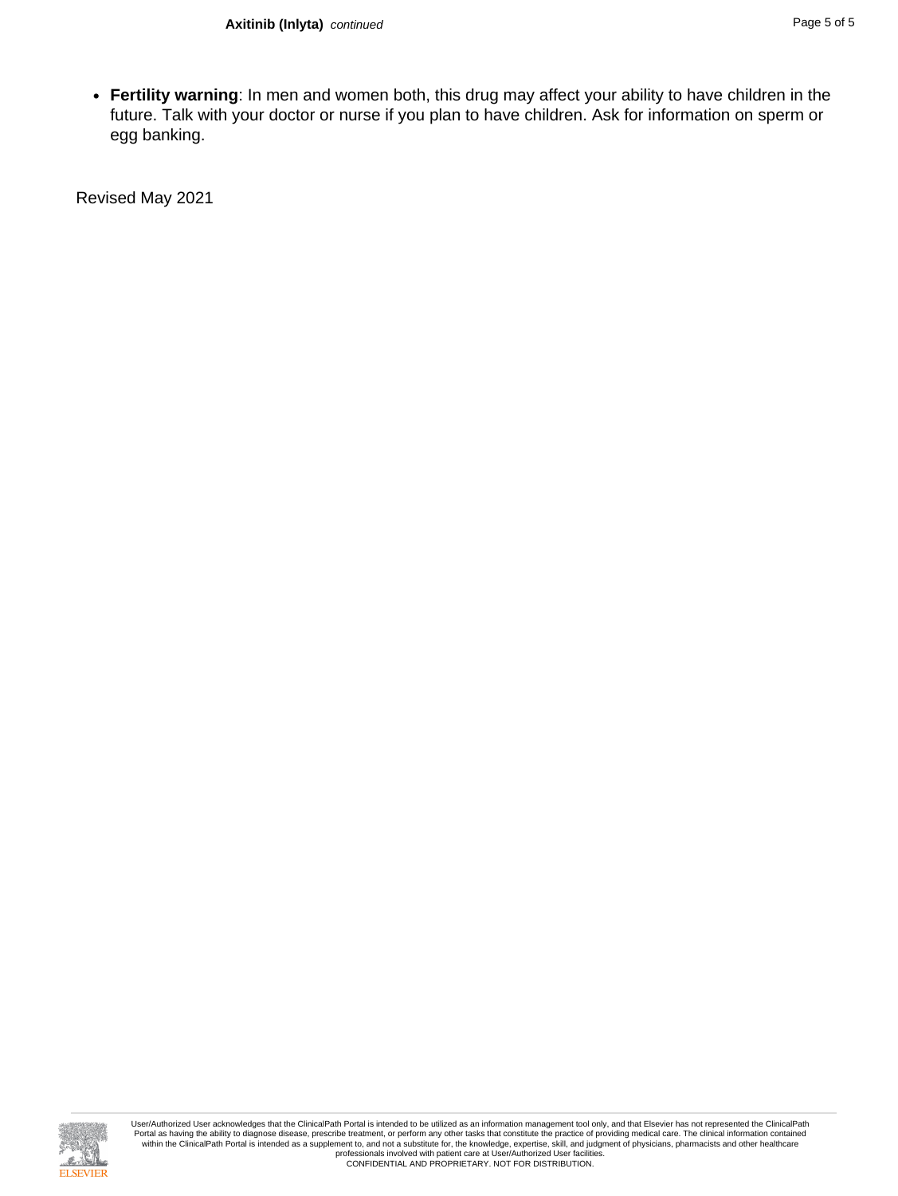- **Fertility warning**: In men and women both, this drug may affect your ability to have children in the future. Talk with your doctor or nurse if you plan to have children. Ask for information on sperm or egg banking.

Revised May 2021

User/Authorized User acknowledges that the ClinicalPath Portal is intended to be utilized as an information management tool only, and that Elsevier has not represented the ClinicalPath Portal as having the ability to diagnose disease, prescribe treatment, or perform any other tasks that constitute the practice of providing medical care. The clinical information contained within the ClinicalPath Portal is intended as a supplement to, and not a substitute for, the knowledge, expertise, skill, and judgment of physicians, pharmacists and other healthcare professionals involved with patient care at User/Authorized User facilities.
CONFIDENTIAL AND PROPRIETARY. NOT FOR DISTRIBUTION.